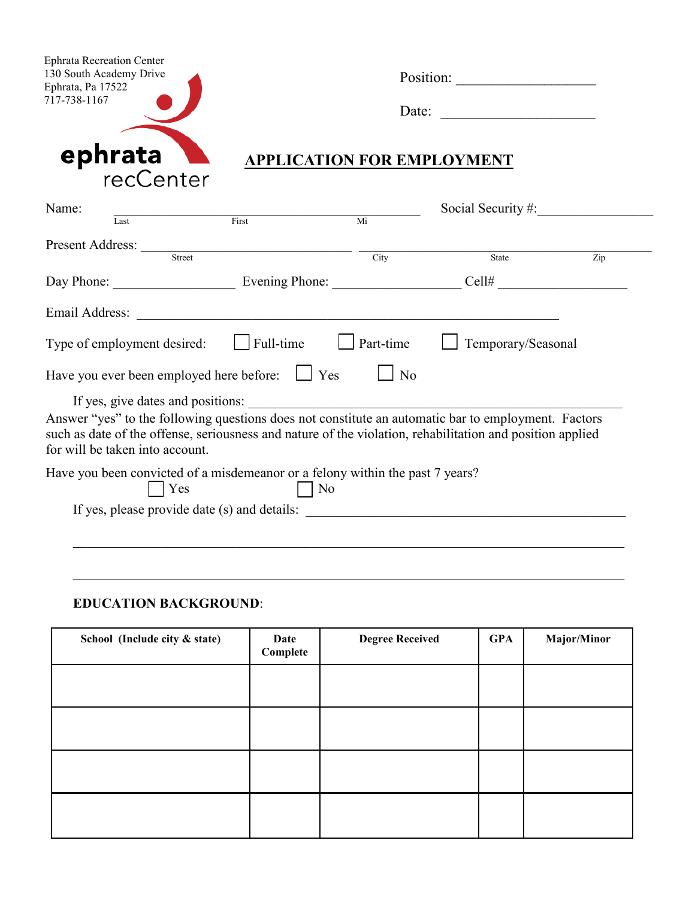Ephrata Recreation Center
130 South Academy Drive
Ephrata, Pa 17522
717-738-1167

ephrata recCenter

Position: ____________________

Date: ______________________

# APPLICATION FOR EMPLOYMENT

Name: ______________________________________________ Social Security #:_________________
Last First Mi

Present Address: ________________________________ ______________________________________
Street City State Zip

Day Phone: __________________ Evening Phone: ___________________ Cell# ___________________

Email Address: ______________________________________________________________

Type of employment desired: ☐ Full-time ☐ Part-time ☐ Temporary/Seasonal

Have you ever been employed here before: ☐ Yes ☐ No

If yes, give dates and positions: ________________________________________________________

Answer "yes" to the following questions does not constitute an automatic bar to employment. Factors such as date of the offense, seriousness and nature of the violation, rehabilitation and position applied for will be taken into account.

Have you been convicted of a misdemeanor or a felony within the past 7 years?
☐ Yes ☐ No

If yes, please provide date (s) and details: ________________________________________________

_____________________________________________________________________________________

_____________________________________________________________________________________

**EDUCATION BACKGROUND**:

| School (Include city & state) | Date Complete | Degree Received | GPA | Major/Minor |
|---|---|---|---|---|
| | | | | |
| | | | | |
| | | | | |
| | | | | |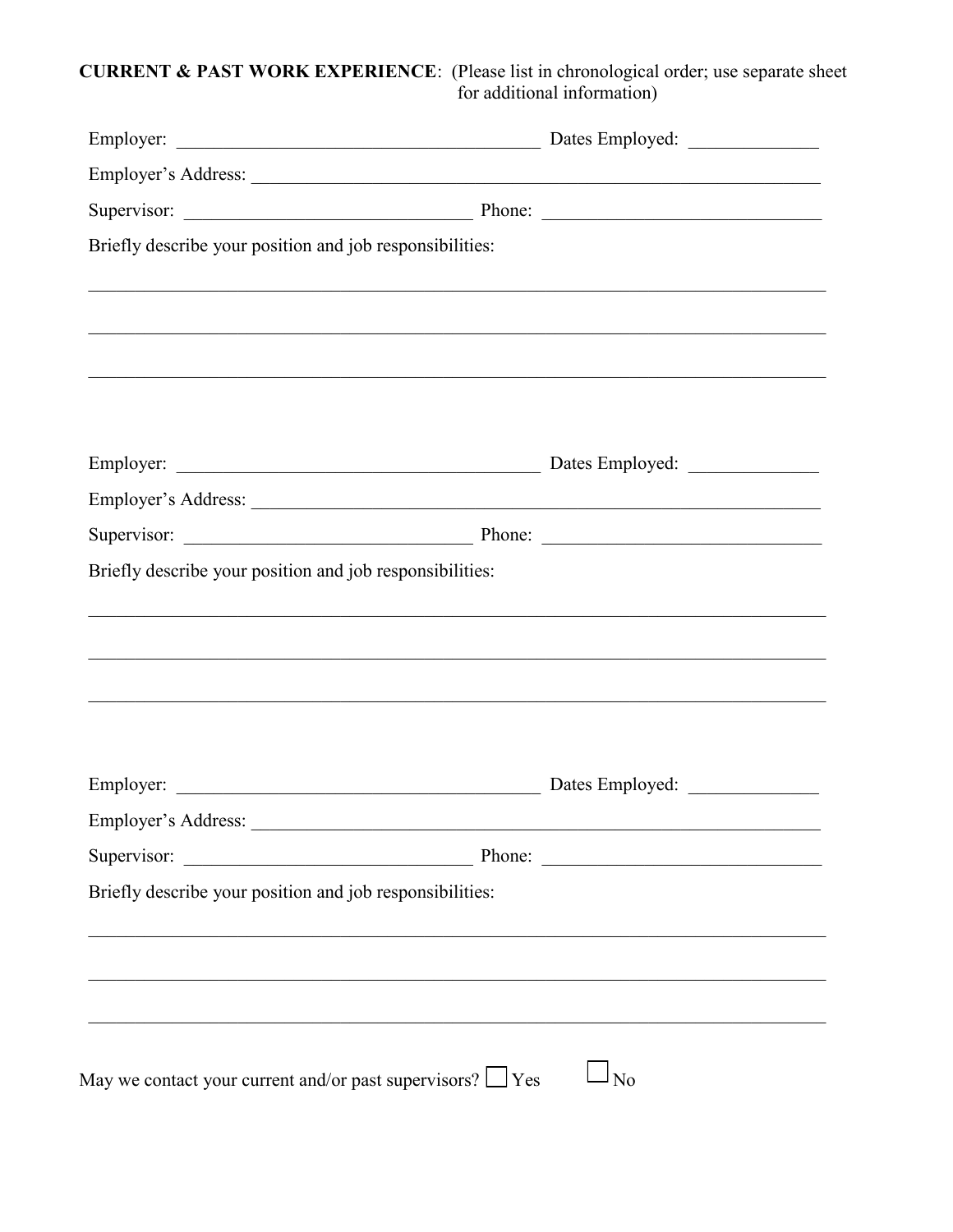**CURRENT & PAST WORK EXPERIENCE**: (Please list in chronological order; use separate sheet for additional information)

Employer: ________________________________________ Dates Employed: ______________

Employer's Address: ______________________________________________________________

Supervisor: _______________________________ Phone: ______________________________

Briefly describe your position and job responsibilities:

_________________________________________________________________________________

_________________________________________________________________________________

_________________________________________________________________________________

Employer: ________________________________________ Dates Employed: ______________

Employer's Address: ______________________________________________________________

Supervisor: _______________________________ Phone: ______________________________

Briefly describe your position and job responsibilities:

_________________________________________________________________________________

_________________________________________________________________________________

_________________________________________________________________________________

Employer: ________________________________________ Dates Employed: ______________

Employer's Address: ______________________________________________________________

Supervisor: _______________________________ Phone: ______________________________

Briefly describe your position and job responsibilities:

_________________________________________________________________________________

_________________________________________________________________________________

_________________________________________________________________________________

May we contact your current and/or past supervisors? ☐ Yes ☐ No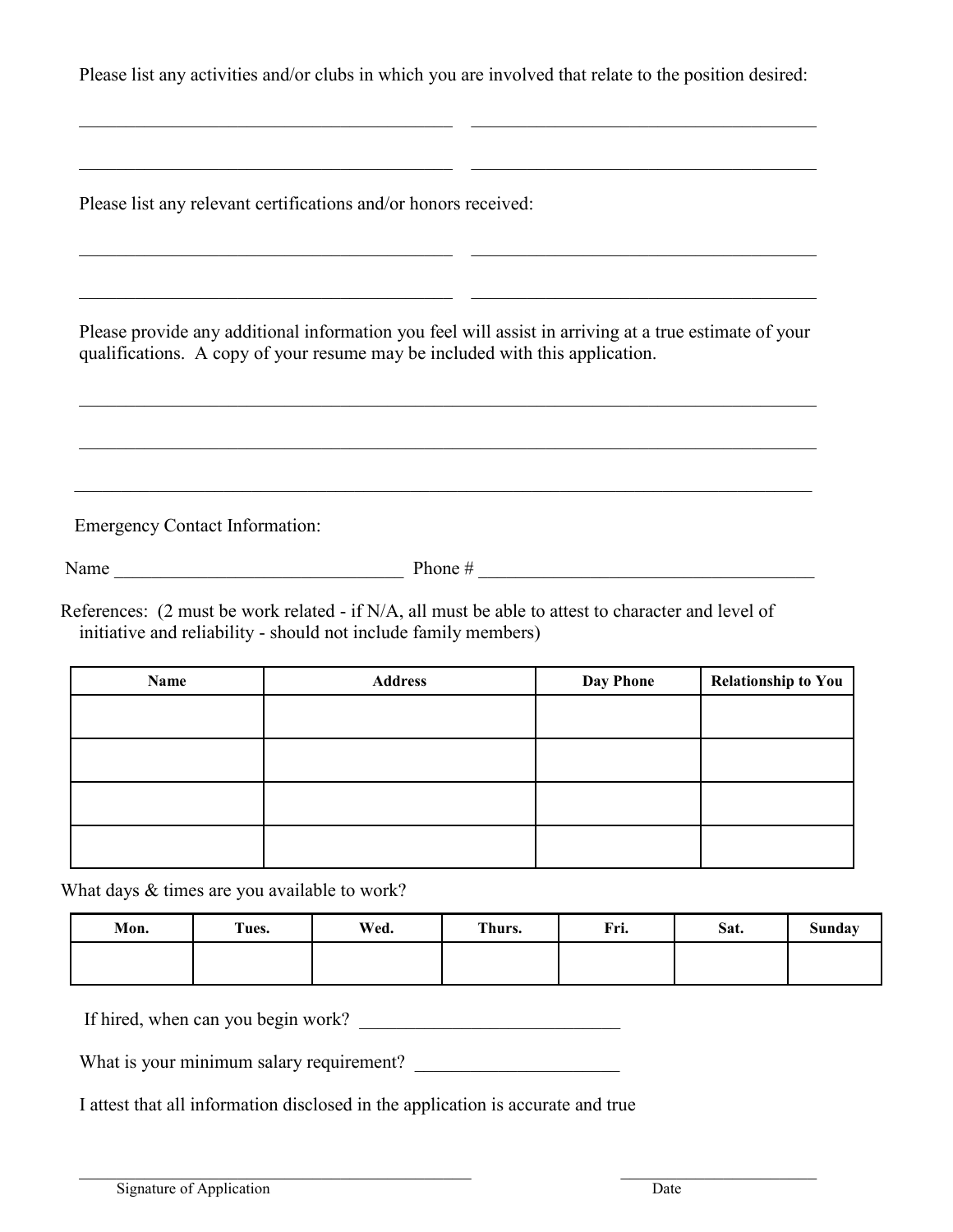Please list any activities and/or clubs in which you are involved that relate to the position desired:

\_\_\_\_\_\_\_\_\_\_\_\_\_\_\_\_\_\_\_\_\_\_\_\_\_\_\_\_\_\_\_\_\_\_\_\_\_\_\_\_ \_\_\_\_\_\_\_\_\_\_\_\_\_\_\_\_\_\_\_\_\_\_\_\_\_\_\_\_\_\_\_\_\_\_\_\_\_\_\_\_

\_\_\_\_\_\_\_\_\_\_\_\_\_\_\_\_\_\_\_\_\_\_\_\_\_\_\_\_\_\_\_\_\_\_\_\_\_\_\_\_ \_\_\_\_\_\_\_\_\_\_\_\_\_\_\_\_\_\_\_\_\_\_\_\_\_\_\_\_\_\_\_\_\_\_\_\_\_\_\_\_

Please list any relevant certifications and/or honors received:

\_\_\_\_\_\_\_\_\_\_\_\_\_\_\_\_\_\_\_\_\_\_\_\_\_\_\_\_\_\_\_\_\_\_\_\_\_\_\_\_ \_\_\_\_\_\_\_\_\_\_\_\_\_\_\_\_\_\_\_\_\_\_\_\_\_\_\_\_\_\_\_\_\_\_\_\_\_\_\_\_

\_\_\_\_\_\_\_\_\_\_\_\_\_\_\_\_\_\_\_\_\_\_\_\_\_\_\_\_\_\_\_\_\_\_\_\_\_\_\_\_ \_\_\_\_\_\_\_\_\_\_\_\_\_\_\_\_\_\_\_\_\_\_\_\_\_\_\_\_\_\_\_\_\_\_\_\_\_\_\_\_

Please provide any additional information you feel will assist in arriving at a true estimate of your qualifications. A copy of your resume may be included with this application.

\_\_\_\_\_\_\_\_\_\_\_\_\_\_\_\_\_\_\_\_\_\_\_\_\_\_\_\_\_\_\_\_\_\_\_\_\_\_\_\_\_\_\_\_\_\_\_\_\_\_\_\_\_\_\_\_\_\_\_\_\_\_\_\_\_\_\_\_\_\_\_\_\_\_\_\_\_\_\_\_\_\_

\_\_\_\_\_\_\_\_\_\_\_\_\_\_\_\_\_\_\_\_\_\_\_\_\_\_\_\_\_\_\_\_\_\_\_\_\_\_\_\_\_\_\_\_\_\_\_\_\_\_\_\_\_\_\_\_\_\_\_\_\_\_\_\_\_\_\_\_\_\_\_\_\_\_\_\_\_\_\_\_\_\_

\_\_\_\_\_\_\_\_\_\_\_\_\_\_\_\_\_\_\_\_\_\_\_\_\_\_\_\_\_\_\_\_\_\_\_\_\_\_\_\_\_\_\_\_\_\_\_\_\_\_\_\_\_\_\_\_\_\_\_\_\_\_\_\_\_\_\_\_\_\_\_\_\_\_\_\_\_\_\_\_\_\_

Emergency Contact Information:

Name \_\_\_\_\_\_\_\_\_\_\_\_\_\_\_\_\_\_\_\_\_\_\_\_\_\_\_\_\_\_\_ Phone # \_\_\_\_\_\_\_\_\_\_\_\_\_\_\_\_\_\_\_\_\_\_\_\_\_\_\_\_\_\_\_\_\_\_\_\_\_

References: (2 must be work related - if N/A, all must be able to attest to character and level of initiative and reliability - should not include family members)

| Name | Address | Day Phone | Relationship to You |
|---|---|---|---|
| | | | |
| | | | |
| | | | |
| | | | |

What days & times are you available to work?

| Mon. | Tues. | Wed. | Thurs. | Fri. | Sat. | Sunday |
|---|---|---|---|---|---|---|
| | | | | | | |

If hired, when can you begin work? \_\_\_\_\_\_\_\_\_\_\_\_\_\_\_\_\_\_\_\_\_\_\_\_\_\_\_\_

What is your minimum salary requirement? \_\_\_\_\_\_\_\_\_\_\_\_\_\_\_\_\_\_\_\_\_\_

I attest that all information disclosed in the application is accurate and true

\_\_\_\_\_\_\_\_\_\_\_\_\_\_\_\_\_\_\_\_\_\_\_\_\_\_\_\_\_\_\_\_\_\_\_\_\_\_\_\_\_\_\_\_ \_\_\_\_\_\_\_\_\_\_\_\_\_\_\_\_\_\_\_\_\_\_\_

Signature of Application Date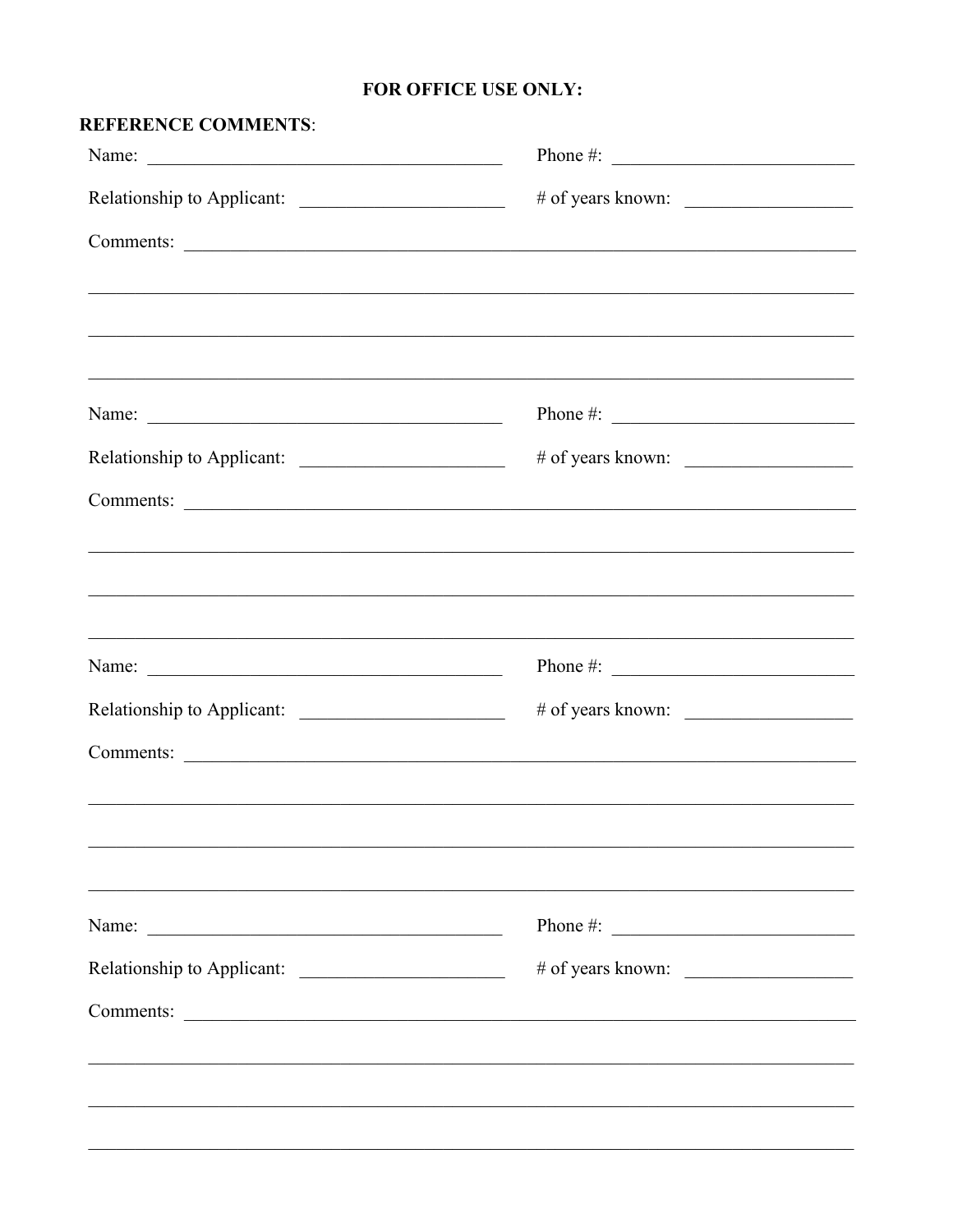**FOR OFFICE USE ONLY:**

**REFERENCE COMMENTS**:

Name: ______________________________ Phone #: ______________________

Relationship to Applicant: ____________________ # of years known: ________________

Comments: ____________________________________________________________

______________________________________________________________________

______________________________________________________________________

______________________________________________________________________

Name: ______________________________ Phone #: ______________________

Relationship to Applicant: ____________________ # of years known: ________________

Comments: ____________________________________________________________

______________________________________________________________________

______________________________________________________________________

______________________________________________________________________

Name: ______________________________ Phone #: ______________________

Relationship to Applicant: ____________________ # of years known: ________________

Comments: ____________________________________________________________

______________________________________________________________________

______________________________________________________________________

______________________________________________________________________

Name: ______________________________ Phone #: ______________________

Relationship to Applicant: ____________________ # of years known: ________________

Comments: ____________________________________________________________

______________________________________________________________________

______________________________________________________________________

______________________________________________________________________